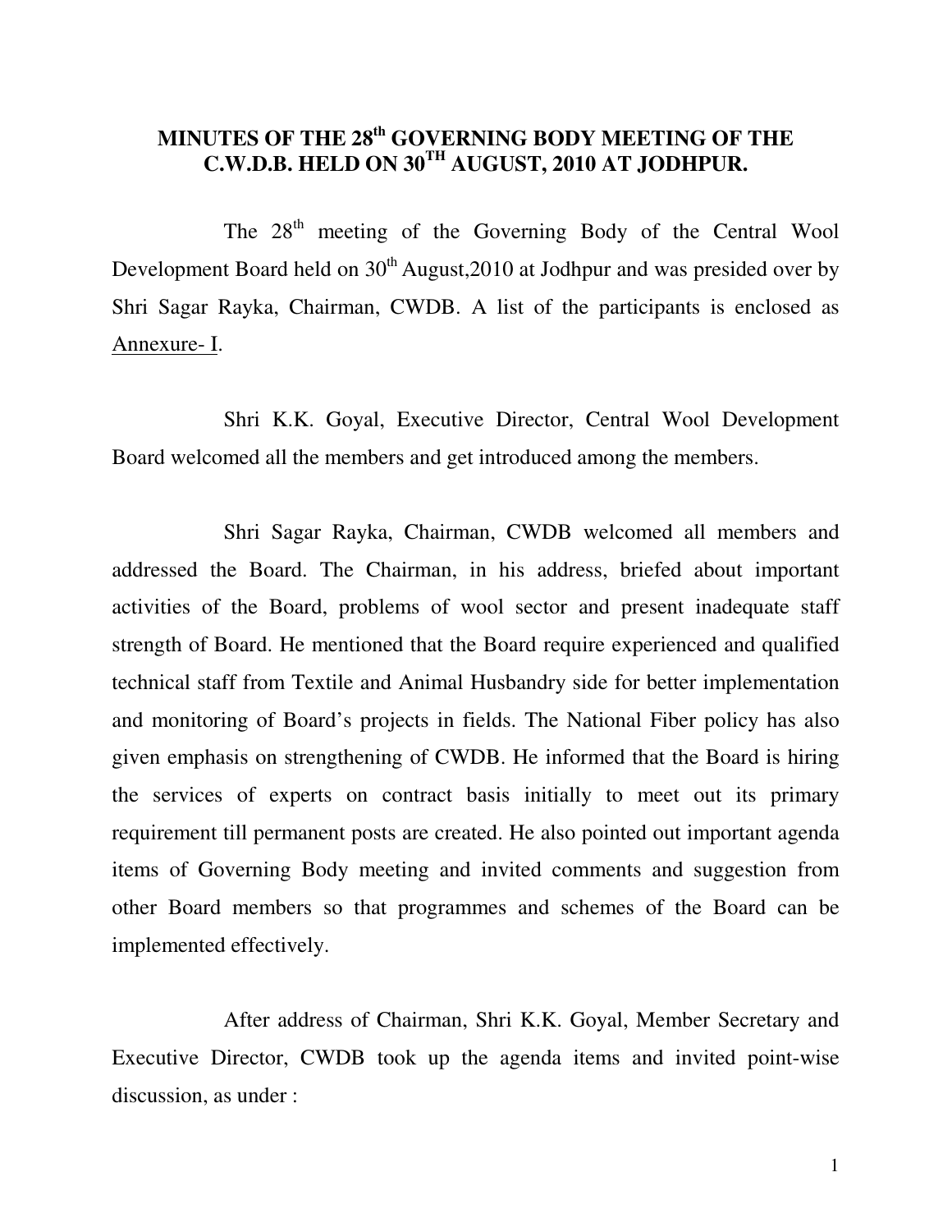# MINUTES OF THE 28th GOVERNING BODY MEETING OF THE C.W.D.B. HELD ON 30TH AUGUST, 2010 AT JODHPUR.

The 28th meeting of the Governing Body of the Central Wool Development Board held on 30th August,2010 at Jodhpur and was presided over by Shri Sagar Rayka, Chairman, CWDB. A list of the participants is enclosed as Annexure- I.

Shri K.K. Goyal, Executive Director, Central Wool Development Board welcomed all the members and get introduced among the members.

Shri Sagar Rayka, Chairman, CWDB welcomed all members and addressed the Board. The Chairman, in his address, briefed about important activities of the Board, problems of wool sector and present inadequate staff strength of Board. He mentioned that the Board require experienced and qualified technical staff from Textile and Animal Husbandry side for better implementation and monitoring of Board's projects in fields. The National Fiber policy has also given emphasis on strengthening of CWDB. He informed that the Board is hiring the services of experts on contract basis initially to meet out its primary requirement till permanent posts are created. He also pointed out important agenda items of Governing Body meeting and invited comments and suggestion from other Board members so that programmes and schemes of the Board can be implemented effectively.

After address of Chairman, Shri K.K. Goyal, Member Secretary and Executive Director, CWDB took up the agenda items and invited point-wise discussion, as under :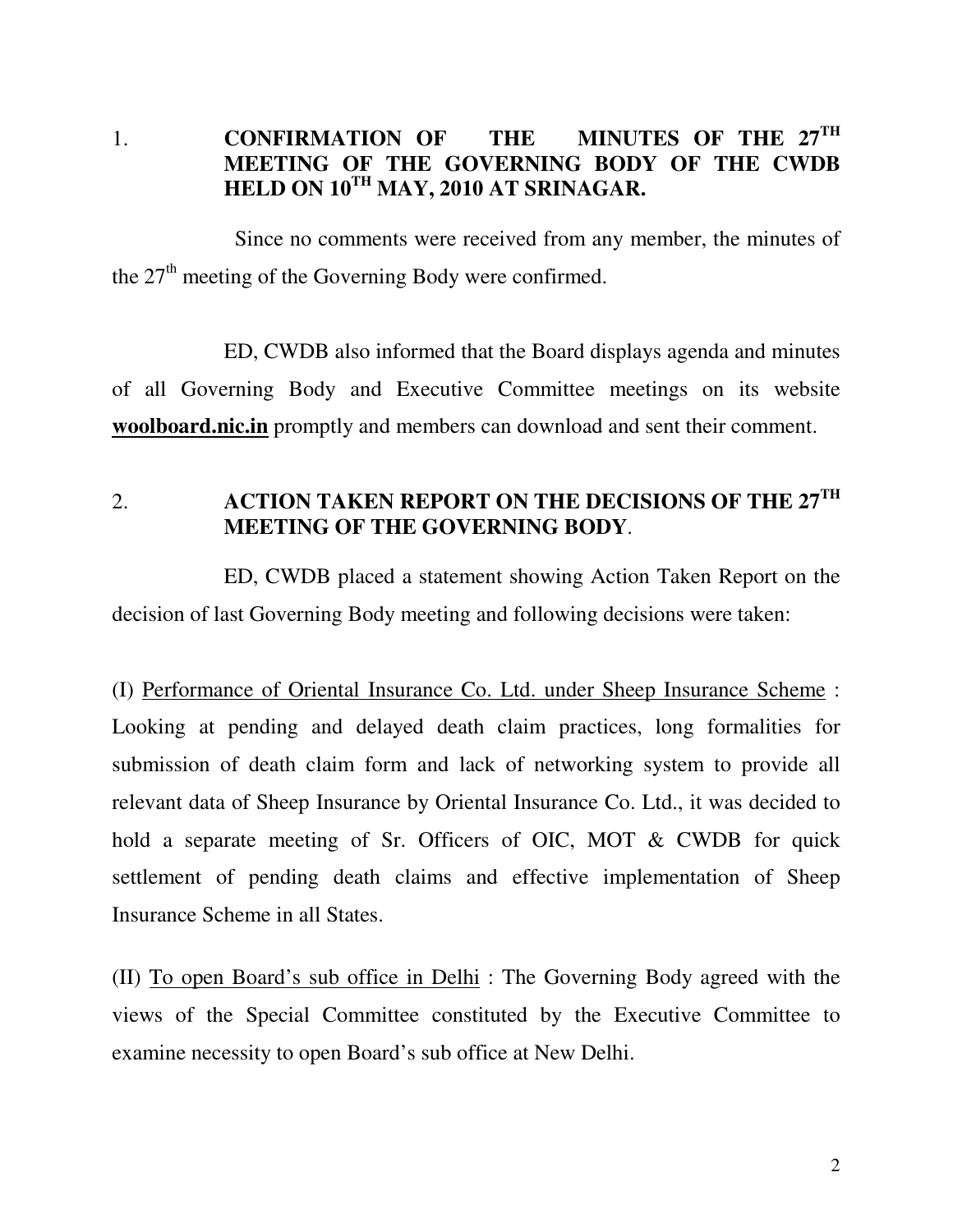## 1. CONFIRMATION OF THE MINUTES OF THE 27TH MEETING OF THE GOVERNING BODY OF THE CWDB HELD ON 10TH MAY, 2010 AT SRINAGAR.

Since no comments were received from any member, the minutes of the 27th meeting of the Governing Body were confirmed.

ED, CWDB also informed that the Board displays agenda and minutes of all Governing Body and Executive Committee meetings on its website **woolboard.nic.in** promptly and members can download and sent their comment.

## 2. ACTION TAKEN REPORT ON THE DECISIONS OF THE 27TH MEETING OF THE GOVERNING BODY.

ED, CWDB placed a statement showing Action Taken Report on the decision of last Governing Body meeting and following decisions were taken:

(I) Performance of Oriental Insurance Co. Ltd. under Sheep Insurance Scheme : Looking at pending and delayed death claim practices, long formalities for submission of death claim form and lack of networking system to provide all relevant data of Sheep Insurance by Oriental Insurance Co. Ltd., it was decided to hold a separate meeting of Sr. Officers of OIC, MOT & CWDB for quick settlement of pending death claims and effective implementation of Sheep Insurance Scheme in all States.

(II) To open Board's sub office in Delhi : The Governing Body agreed with the views of the Special Committee constituted by the Executive Committee to examine necessity to open Board's sub office at New Delhi.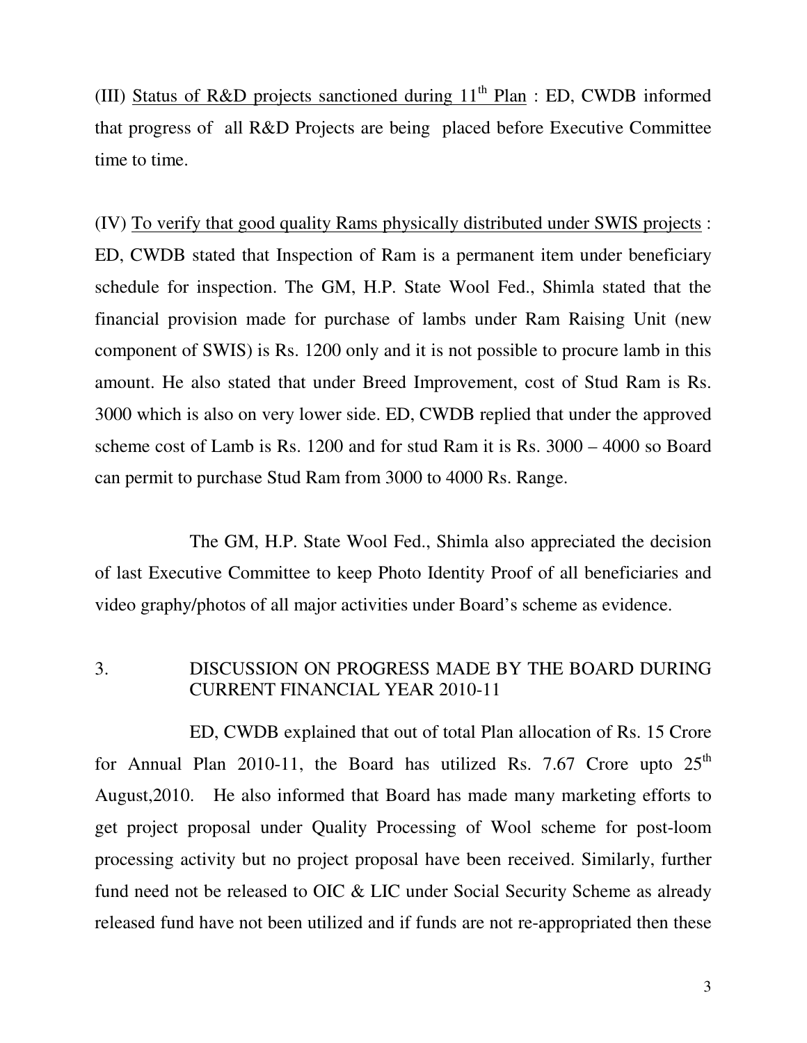(III) <u>Status of R&D projects sanctioned during 11th Plan</u> : ED, CWDB informed that progress of all R&D Projects are being placed before Executive Committee time to time.

(IV) <u>To verify that good quality Rams physically distributed under SWIS projects</u> : ED, CWDB stated that Inspection of Ram is a permanent item under beneficiary schedule for inspection. The GM, H.P. State Wool Fed., Shimla stated that the financial provision made for purchase of lambs under Ram Raising Unit (new component of SWIS) is Rs. 1200 only and it is not possible to procure lamb in this amount. He also stated that under Breed Improvement, cost of Stud Ram is Rs. 3000 which is also on very lower side. ED, CWDB replied that under the approved scheme cost of Lamb is Rs. 1200 and for stud Ram it is Rs. 3000 – 4000 so Board can permit to purchase Stud Ram from 3000 to 4000 Rs. Range.

The GM, H.P. State Wool Fed., Shimla also appreciated the decision of last Executive Committee to keep Photo Identity Proof of all beneficiaries and video graphy/photos of all major activities under Board's scheme as evidence.

## 3. DISCUSSION ON PROGRESS MADE BY THE BOARD DURING CURRENT FINANCIAL YEAR 2010-11

ED, CWDB explained that out of total Plan allocation of Rs. 15 Crore for Annual Plan 2010-11, the Board has utilized Rs. 7.67 Crore upto 25th August,2010. He also informed that Board has made many marketing efforts to get project proposal under Quality Processing of Wool scheme for post-loom processing activity but no project proposal have been received. Similarly, further fund need not be released to OIC & LIC under Social Security Scheme as already released fund have not been utilized and if funds are not re-appropriated then these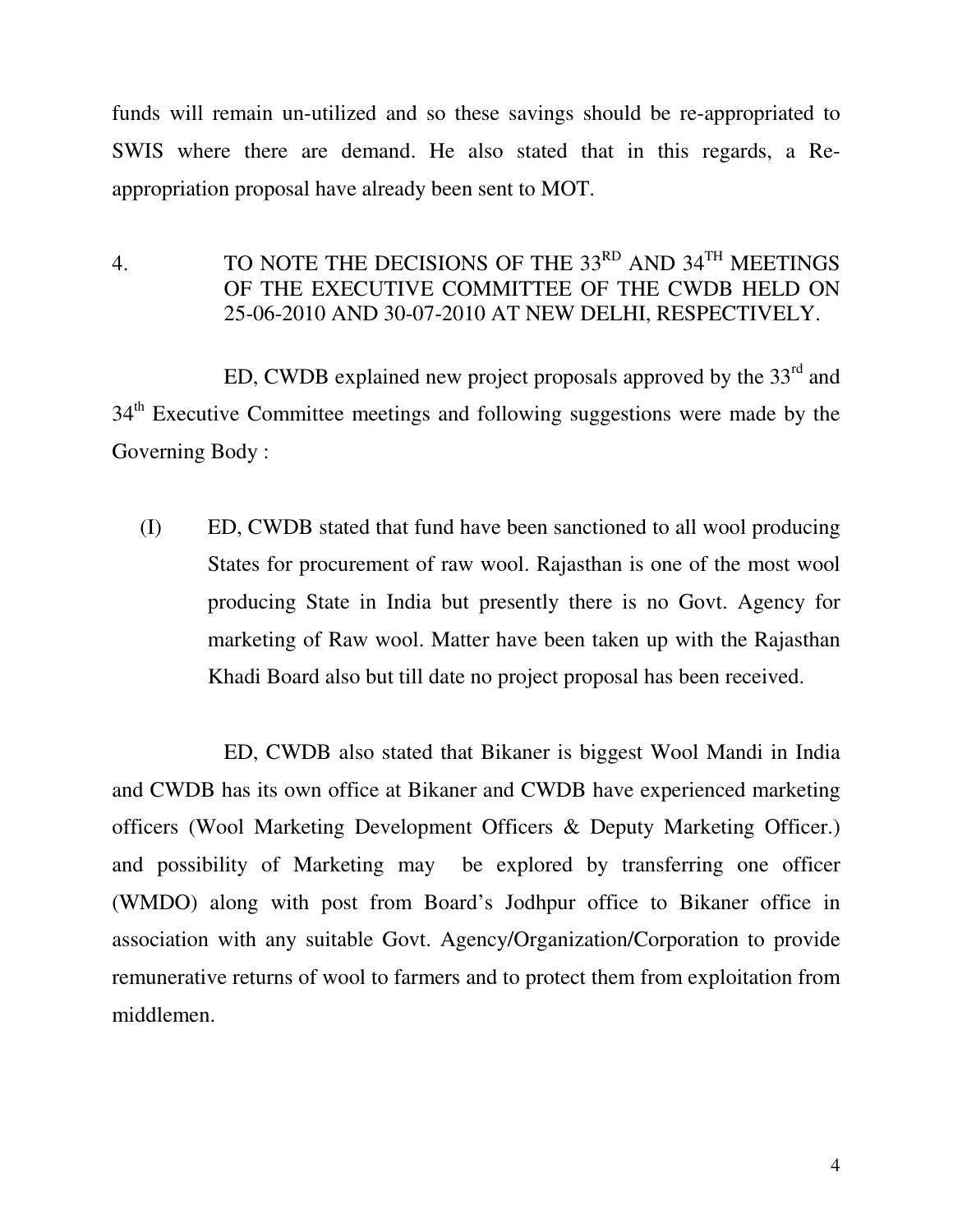funds will remain un-utilized and so these savings should be re-appropriated to SWIS where there are demand. He also stated that in this regards, a Re-appropriation proposal have already been sent to MOT.

4. TO NOTE THE DECISIONS OF THE 33RD AND 34TH MEETINGS OF THE EXECUTIVE COMMITTEE OF THE CWDB HELD ON 25-06-2010 AND 30-07-2010 AT NEW DELHI, RESPECTIVELY.

ED, CWDB explained new project proposals approved by the 33rd and 34th Executive Committee meetings and following suggestions were made by the Governing Body :

(I) ED, CWDB stated that fund have been sanctioned to all wool producing States for procurement of raw wool. Rajasthan is one of the most wool producing State in India but presently there is no Govt. Agency for marketing of Raw wool. Matter have been taken up with the Rajasthan Khadi Board also but till date no project proposal has been received.

ED, CWDB also stated that Bikaner is biggest Wool Mandi in India and CWDB has its own office at Bikaner and CWDB have experienced marketing officers (Wool Marketing Development Officers & Deputy Marketing Officer.) and possibility of Marketing may be explored by transferring one officer (WMDO) along with post from Board's Jodhpur office to Bikaner office in association with any suitable Govt. Agency/Organization/Corporation to provide remunerative returns of wool to farmers and to protect them from exploitation from middlemen.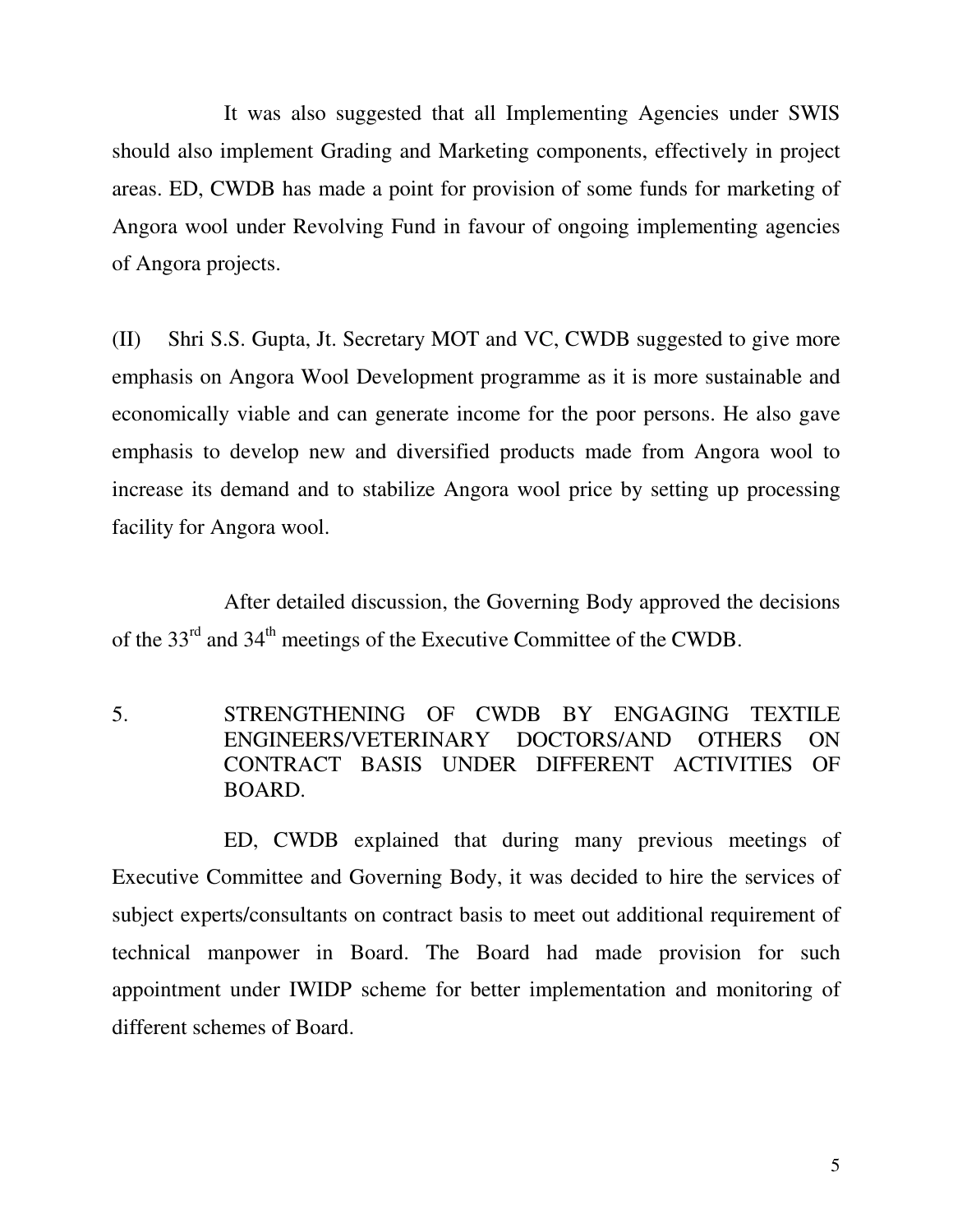It was also suggested that all Implementing Agencies under SWIS should also implement Grading and Marketing components, effectively in project areas. ED, CWDB has made a point for provision of some funds for marketing of Angora wool under Revolving Fund in favour of ongoing implementing agencies of Angora projects.

(II) Shri S.S. Gupta, Jt. Secretary MOT and VC, CWDB suggested to give more emphasis on Angora Wool Development programme as it is more sustainable and economically viable and can generate income for the poor persons. He also gave emphasis to develop new and diversified products made from Angora wool to increase its demand and to stabilize Angora wool price by setting up processing facility for Angora wool.

After detailed discussion, the Governing Body approved the decisions of the 33rd and 34th meetings of the Executive Committee of the CWDB.

## 5. STRENGTHENING OF CWDB BY ENGAGING TEXTILE ENGINEERS/VETERINARY DOCTORS/AND OTHERS ON CONTRACT BASIS UNDER DIFFERENT ACTIVITIES OF BOARD.

ED, CWDB explained that during many previous meetings of Executive Committee and Governing Body, it was decided to hire the services of subject experts/consultants on contract basis to meet out additional requirement of technical manpower in Board. The Board had made provision for such appointment under IWIDP scheme for better implementation and monitoring of different schemes of Board.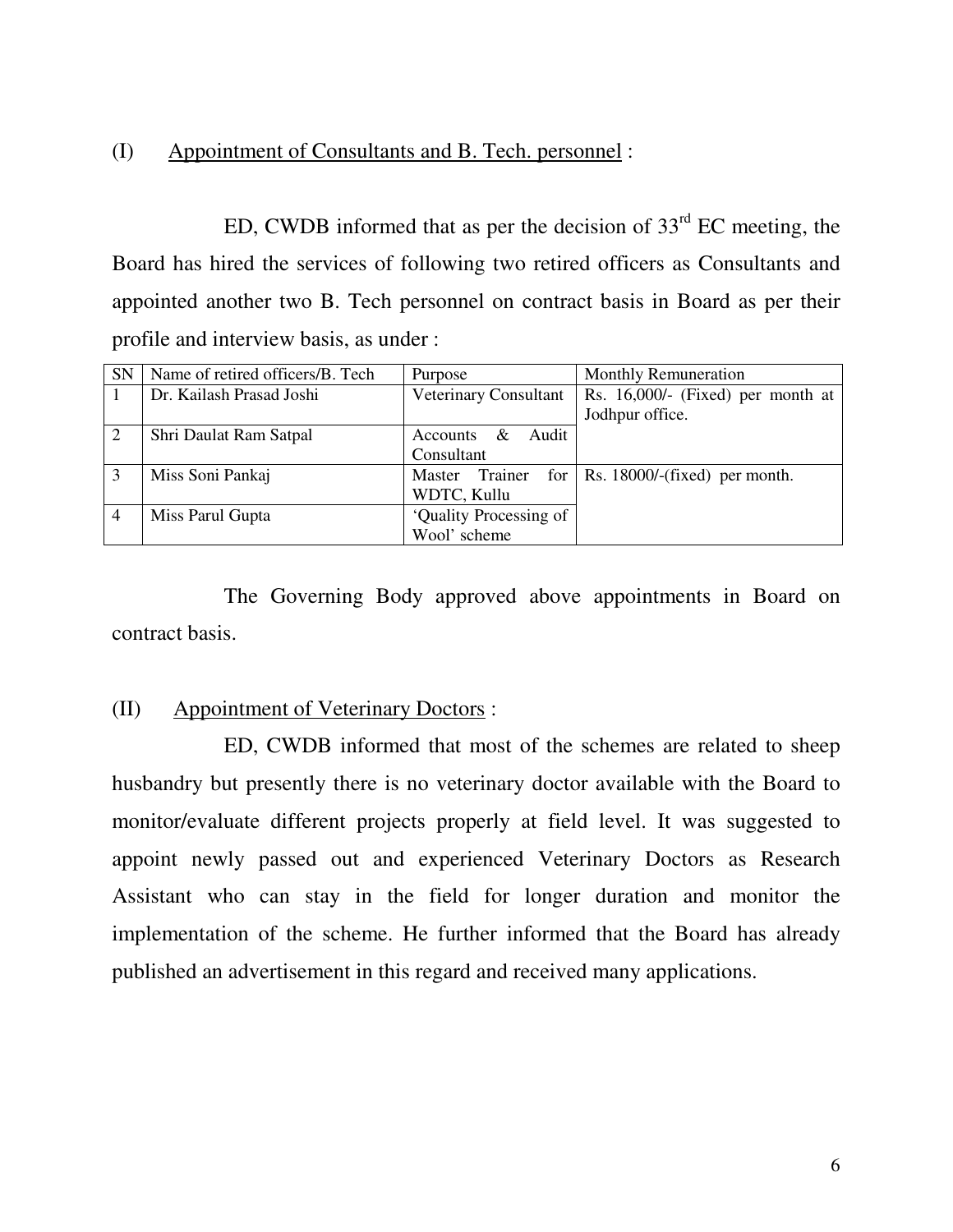(I) <u>Appointment of Consultants and B. Tech. personnel</u> :

ED, CWDB informed that as per the decision of 33rd EC meeting, the Board has hired the services of following two retired officers as Consultants and appointed another two B. Tech personnel on contract basis in Board as per their profile and interview basis, as under :

| SN | Name of retired officers/B. Tech | Purpose | Monthly Remuneration |
|---|---|---|---|
| 1 | Dr. Kailash Prasad Joshi | Veterinary Consultant | Rs. 16,000/- (Fixed) per month at Jodhpur office. |
| 2 | Shri Daulat Ram Satpal | Accounts & Audit Consultant | |
| 3 | Miss Soni Pankaj | Master Trainer for WDTC, Kullu | Rs. 18000/-(fixed) per month. |
| 4 | Miss Parul Gupta | 'Quality Processing of Wool' scheme | |

The Governing Body approved above appointments in Board on contract basis.

(II) <u>Appointment of Veterinary Doctors</u> :

ED, CWDB informed that most of the schemes are related to sheep husbandry but presently there is no veterinary doctor available with the Board to monitor/evaluate different projects properly at field level. It was suggested to appoint newly passed out and experienced Veterinary Doctors as Research Assistant who can stay in the field for longer duration and monitor the implementation of the scheme. He further informed that the Board has already published an advertisement in this regard and received many applications.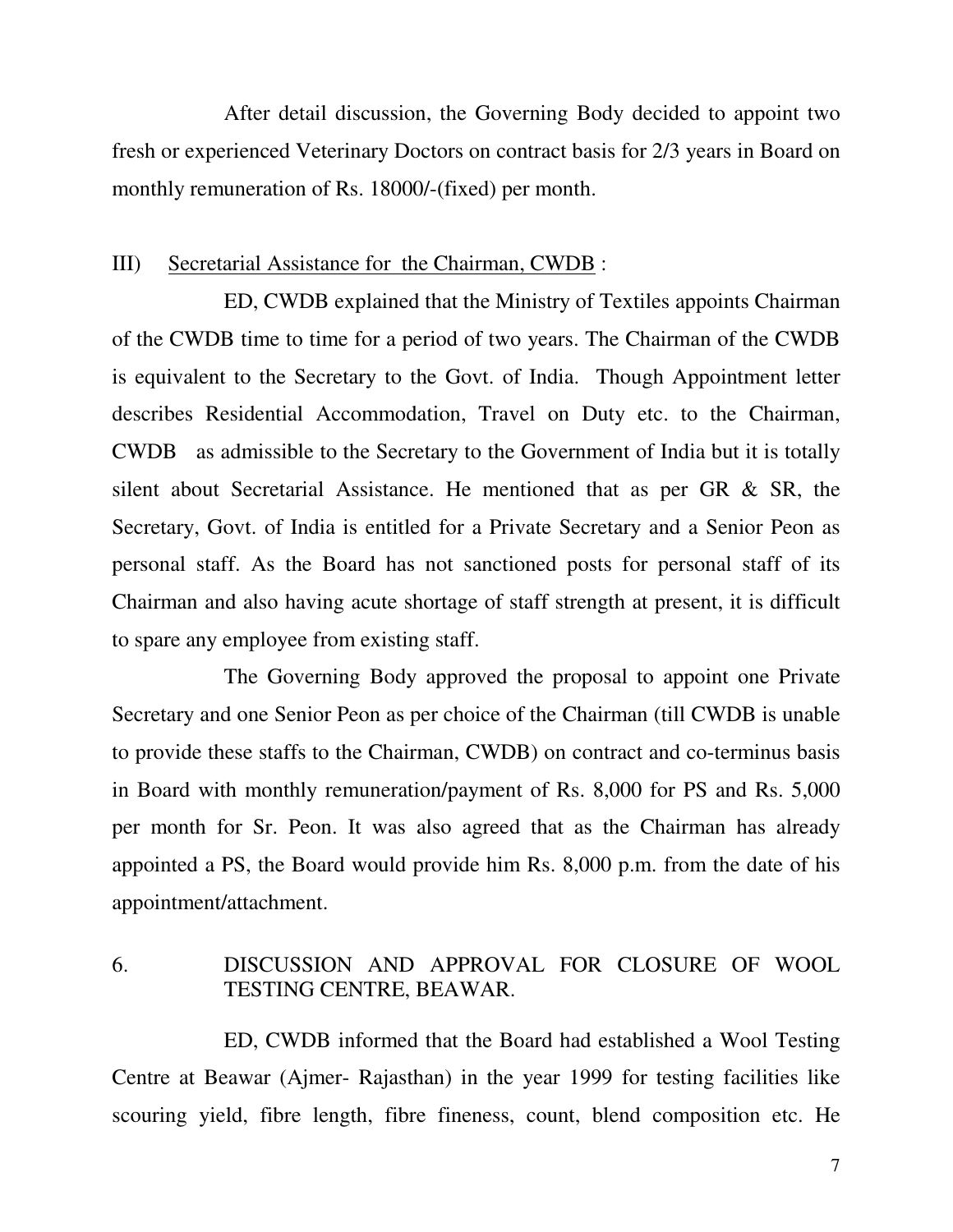After detail discussion, the Governing Body decided to appoint two fresh or experienced Veterinary Doctors on contract basis for 2/3 years in Board on monthly remuneration of Rs. 18000/-(fixed) per month.

III) <u>Secretarial Assistance for the Chairman, CWDB</u> :

ED, CWDB explained that the Ministry of Textiles appoints Chairman of the CWDB time to time for a period of two years. The Chairman of the CWDB is equivalent to the Secretary to the Govt. of India. Though Appointment letter describes Residential Accommodation, Travel on Duty etc. to the Chairman, CWDB as admissible to the Secretary to the Government of India but it is totally silent about Secretarial Assistance. He mentioned that as per GR & SR, the Secretary, Govt. of India is entitled for a Private Secretary and a Senior Peon as personal staff. As the Board has not sanctioned posts for personal staff of its Chairman and also having acute shortage of staff strength at present, it is difficult to spare any employee from existing staff.

The Governing Body approved the proposal to appoint one Private Secretary and one Senior Peon as per choice of the Chairman (till CWDB is unable to provide these staffs to the Chairman, CWDB) on contract and co-terminus basis in Board with monthly remuneration/payment of Rs. 8,000 for PS and Rs. 5,000 per month for Sr. Peon. It was also agreed that as the Chairman has already appointed a PS, the Board would provide him Rs. 8,000 p.m. from the date of his appointment/attachment.

## 6. DISCUSSION AND APPROVAL FOR CLOSURE OF WOOL TESTING CENTRE, BEAWAR.

ED, CWDB informed that the Board had established a Wool Testing Centre at Beawar (Ajmer- Rajasthan) in the year 1999 for testing facilities like scouring yield, fibre length, fibre fineness, count, blend composition etc. He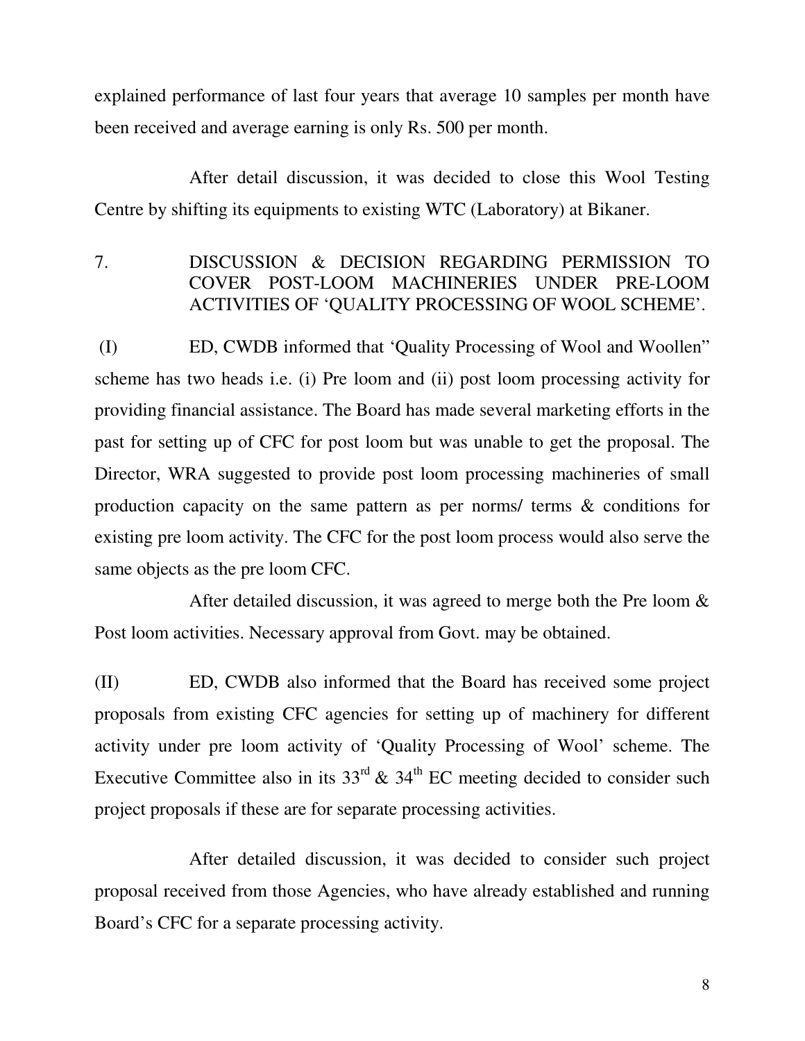explained performance of last four years that average 10 samples per month have been received and average earning is only Rs. 500 per month.

After detail discussion, it was decided to close this Wool Testing Centre by shifting its equipments to existing WTC (Laboratory) at Bikaner.

7. DISCUSSION & DECISION REGARDING PERMISSION TO COVER POST-LOOM MACHINERIES UNDER PRE-LOOM ACTIVITIES OF 'QUALITY PROCESSING OF WOOL SCHEME'.

(I) ED, CWDB informed that 'Quality Processing of Wool and Woollen" scheme has two heads i.e. (i) Pre loom and (ii) post loom processing activity for providing financial assistance. The Board has made several marketing efforts in the past for setting up of CFC for post loom but was unable to get the proposal. The Director, WRA suggested to provide post loom processing machineries of small production capacity on the same pattern as per norms/ terms & conditions for existing pre loom activity. The CFC for the post loom process would also serve the same objects as the pre loom CFC.

After detailed discussion, it was agreed to merge both the Pre loom & Post loom activities. Necessary approval from Govt. may be obtained.

(II) ED, CWDB also informed that the Board has received some project proposals from existing CFC agencies for setting up of machinery for different activity under pre loom activity of 'Quality Processing of Wool' scheme. The Executive Committee also in its 33rd & 34th EC meeting decided to consider such project proposals if these are for separate processing activities.

After detailed discussion, it was decided to consider such project proposal received from those Agencies, who have already established and running Board's CFC for a separate processing activity.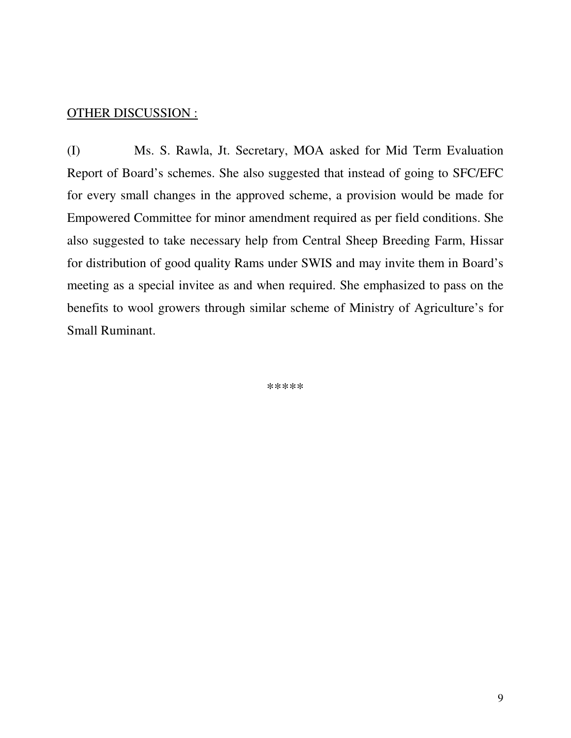<u>OTHER DISCUSSION :</u>

(I) Ms. S. Rawla, Jt. Secretary, MOA asked for Mid Term Evaluation Report of Board's schemes. She also suggested that instead of going to SFC/EFC for every small changes in the approved scheme, a provision would be made for Empowered Committee for minor amendment required as per field conditions. She also suggested to take necessary help from Central Sheep Breeding Farm, Hissar for distribution of good quality Rams under SWIS and may invite them in Board's meeting as a special invitee as and when required. She emphasized to pass on the benefits to wool growers through similar scheme of Ministry of Agriculture's for Small Ruminant.

*****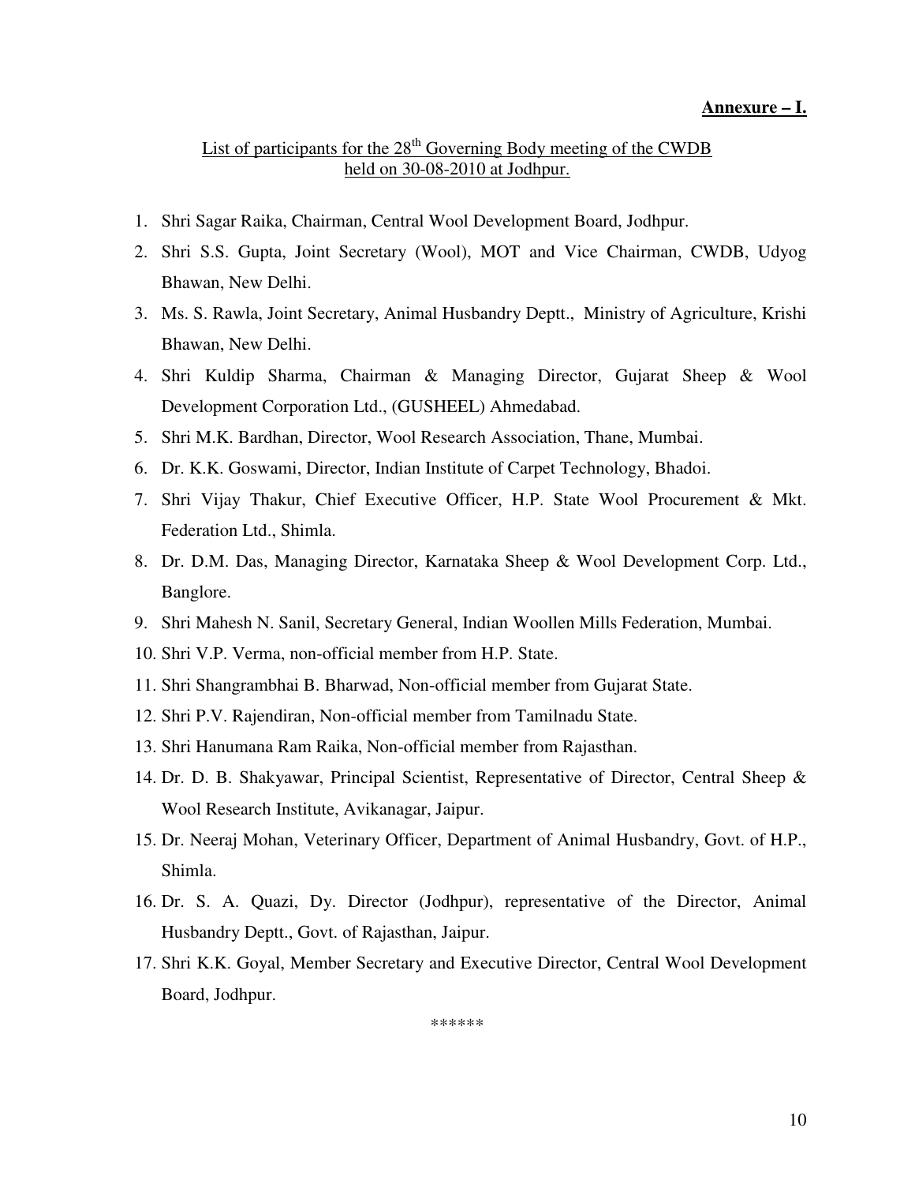**Annexure – I.**

List of participants for the 28th Governing Body meeting of the CWDB held on 30-08-2010 at Jodhpur.

1. Shri Sagar Raika, Chairman, Central Wool Development Board, Jodhpur.
2. Shri S.S. Gupta, Joint Secretary (Wool), MOT and Vice Chairman, CWDB, Udyog Bhawan, New Delhi.
3. Ms. S. Rawla, Joint Secretary, Animal Husbandry Deptt., Ministry of Agriculture, Krishi Bhawan, New Delhi.
4. Shri Kuldip Sharma, Chairman & Managing Director, Gujarat Sheep & Wool Development Corporation Ltd., (GUSHEEL) Ahmedabad.
5. Shri M.K. Bardhan, Director, Wool Research Association, Thane, Mumbai.
6. Dr. K.K. Goswami, Director, Indian Institute of Carpet Technology, Bhadoi.
7. Shri Vijay Thakur, Chief Executive Officer, H.P. State Wool Procurement & Mkt. Federation Ltd., Shimla.
8. Dr. D.M. Das, Managing Director, Karnataka Sheep & Wool Development Corp. Ltd., Banglore.
9. Shri Mahesh N. Sanil, Secretary General, Indian Woollen Mills Federation, Mumbai.
10. Shri V.P. Verma, non-official member from H.P. State.
11. Shri Shangrambhai B. Bharwad, Non-official member from Gujarat State.
12. Shri P.V. Rajendiran, Non-official member from Tamilnadu State.
13. Shri Hanumana Ram Raika, Non-official member from Rajasthan.
14. Dr. D. B. Shakyawar, Principal Scientist, Representative of Director, Central Sheep & Wool Research Institute, Avikanagar, Jaipur.
15. Dr. Neeraj Mohan, Veterinary Officer, Department of Animal Husbandry, Govt. of H.P., Shimla.
16. Dr. S. A. Quazi, Dy. Director (Jodhpur), representative of the Director, Animal Husbandry Deptt., Govt. of Rajasthan, Jaipur.
17. Shri K.K. Goyal, Member Secretary and Executive Director, Central Wool Development Board, Jodhpur.

******